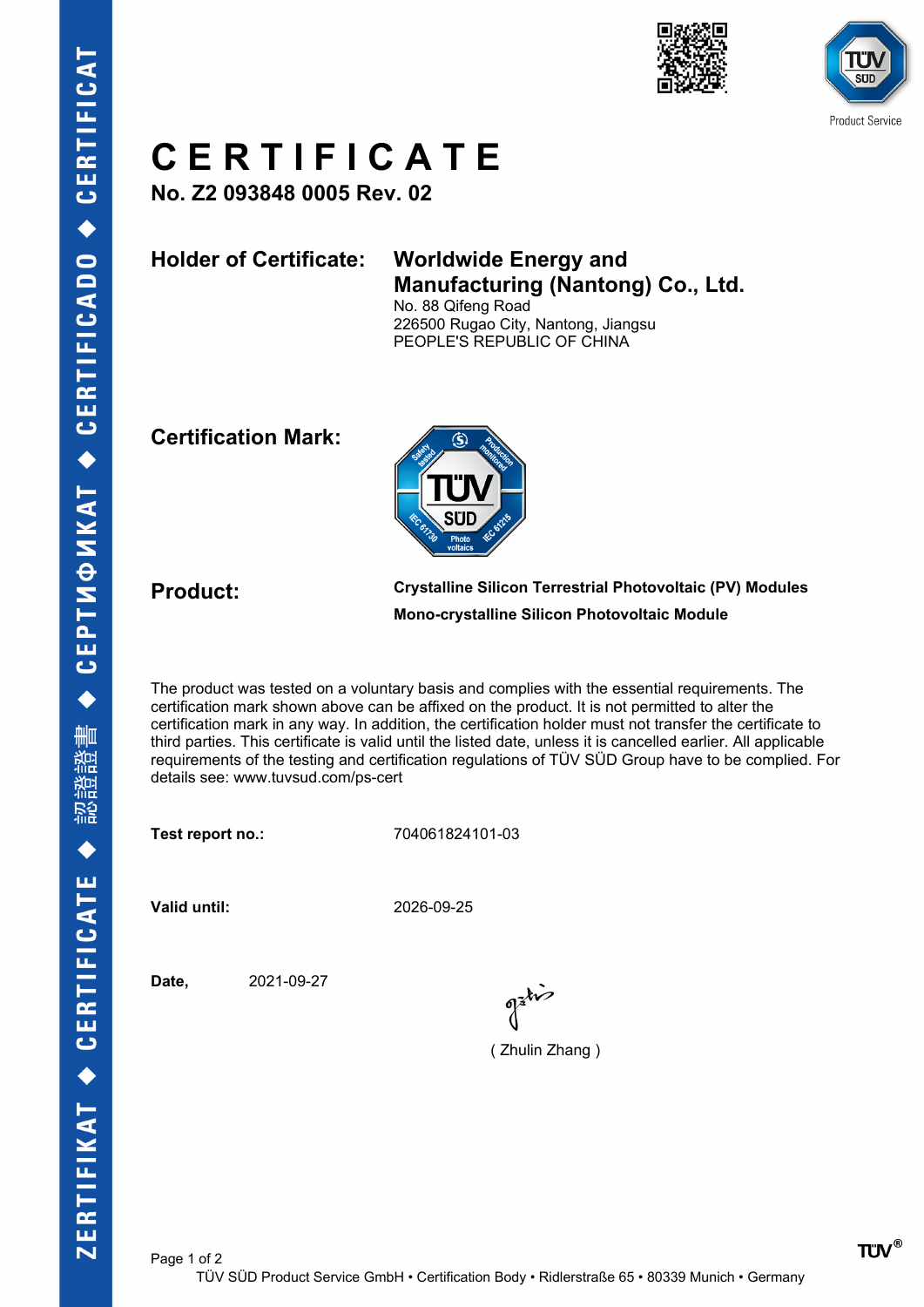# CERTIFICATE

**No. Z2 093848 0005 Rev. 02**

**Holder of Certificate:** **Worldwide Energy and Manufacturing (Nantong) Co., Ltd.**
No. 88 Qifeng Road
226500 Rugao City, Nantong, Jiangsu
PEOPLE'S REPUBLIC OF CHINA

**Certification Mark:**

**Product:** **Crystalline Silicon Terrestrial Photovoltaic (PV) Modules**
**Mono-crystalline Silicon Photovoltaic Module**

The product was tested on a voluntary basis and complies with the essential requirements. The certification mark shown above can be affixed on the product. It is not permitted to alter the certification mark in any way. In addition, the certification holder must not transfer the certificate to third parties. This certificate is valid until the listed date, unless it is cancelled earlier. All applicable requirements of the testing and certification regulations of TÜV SÜD Group have to be complied. For details see: www.tuvsud.com/ps-cert

**Test report no.:** 704061824101-03

**Valid until:** 2026-09-25

**Date,** 2021-09-27

( Zhulin Zhang )

TÜV SÜD Product Service GmbH • Certification Body • Ridlerstraße 65 • 80339 Munich • Germany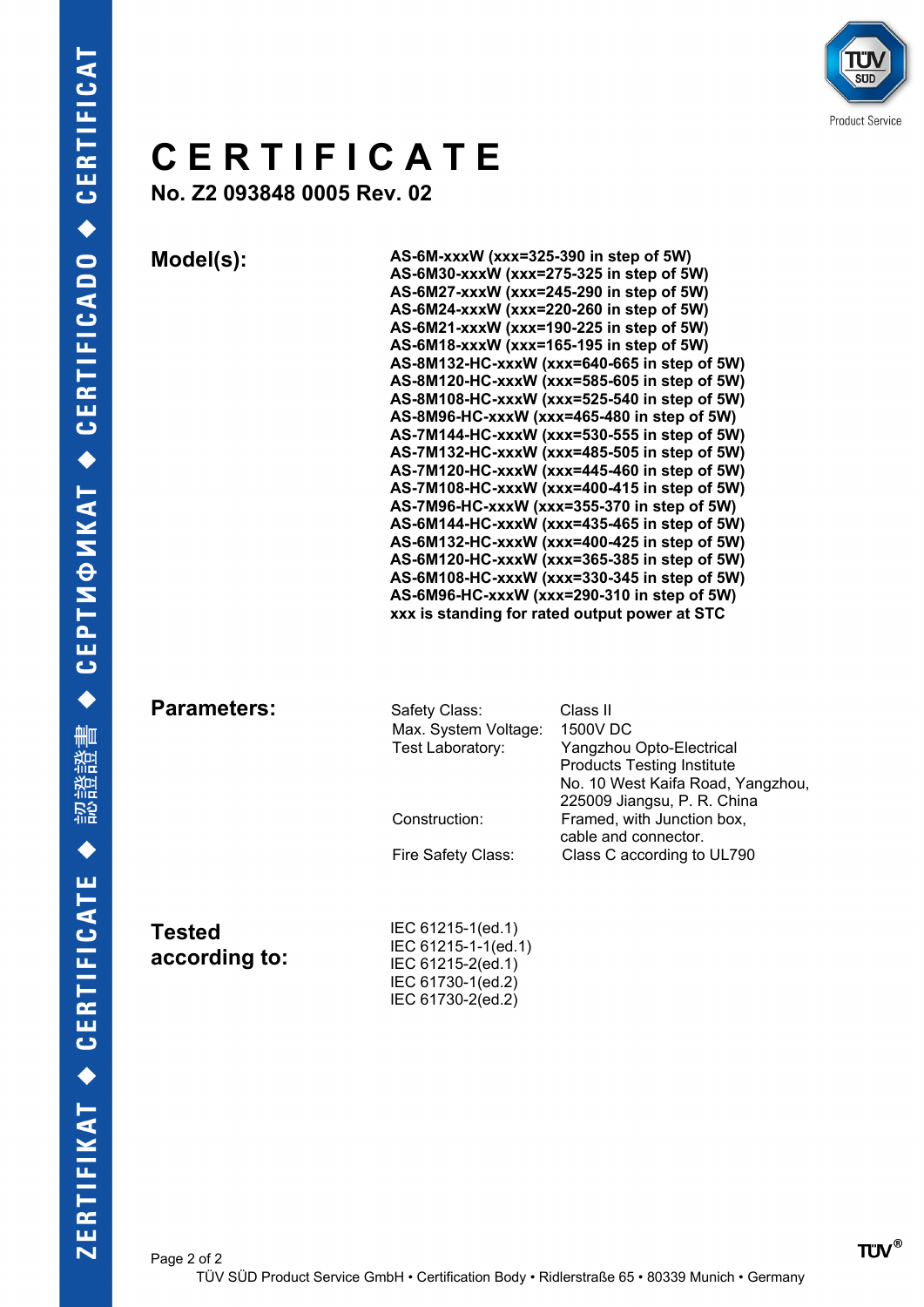# CERTIFICATE

**No. Z2 093848 0005 Rev. 02**

**Model(s):**

**AS-6M-xxxW (xxx=325-390 in step of 5W)**
**AS-6M30-xxxW (xxx=275-325 in step of 5W)**
**AS-6M27-xxxW (xxx=245-290 in step of 5W)**
**AS-6M24-xxxW (xxx=220-260 in step of 5W)**
**AS-6M21-xxxW (xxx=190-225 in step of 5W)**
**AS-6M18-xxxW (xxx=165-195 in step of 5W)**
**AS-8M132-HC-xxxW (xxx=640-665 in step of 5W)**
**AS-8M120-HC-xxxW (xxx=585-605 in step of 5W)**
**AS-8M108-HC-xxxW (xxx=525-540 in step of 5W)**
**AS-8M96-HC-xxxW (xxx=465-480 in step of 5W)**
**AS-7M144-HC-xxxW (xxx=530-555 in step of 5W)**
**AS-7M132-HC-xxxW (xxx=485-505 in step of 5W)**
**AS-7M120-HC-xxxW (xxx=445-460 in step of 5W)**
**AS-7M108-HC-xxxW (xxx=400-415 in step of 5W)**
**AS-7M96-HC-xxxW (xxx=355-370 in step of 5W)**
**AS-6M144-HC-xxxW (xxx=435-465 in step of 5W)**
**AS-6M132-HC-xxxW (xxx=400-425 in step of 5W)**
**AS-6M120-HC-xxxW (xxx=365-385 in step of 5W)**
**AS-6M108-HC-xxxW (xxx=330-345 in step of 5W)**
**AS-6M96-HC-xxxW (xxx=290-310 in step of 5W)**
**xxx is standing for rated output power at STC**

**Parameters:**

| | |
|---|---|
| Safety Class: | Class II |
| Max. System Voltage: | 1500V DC |
| Test Laboratory: | Yangzhou Opto-Electrical Products Testing Institute<br>No. 10 West Kaifa Road, Yangzhou, 225009 Jiangsu, P. R. China |
| Construction: | Framed, with Junction box, cable and connector. |
| Fire Safety Class: | Class C according to UL790 |

**Tested according to:**

IEC 61215-1(ed.1)
IEC 61215-1-1(ed.1)
IEC 61215-2(ed.1)
IEC 61730-1(ed.2)
IEC 61730-2(ed.2)

TÜV SÜD Product Service GmbH • Certification Body • Ridlerstraße 65 • 80339 Munich • Germany